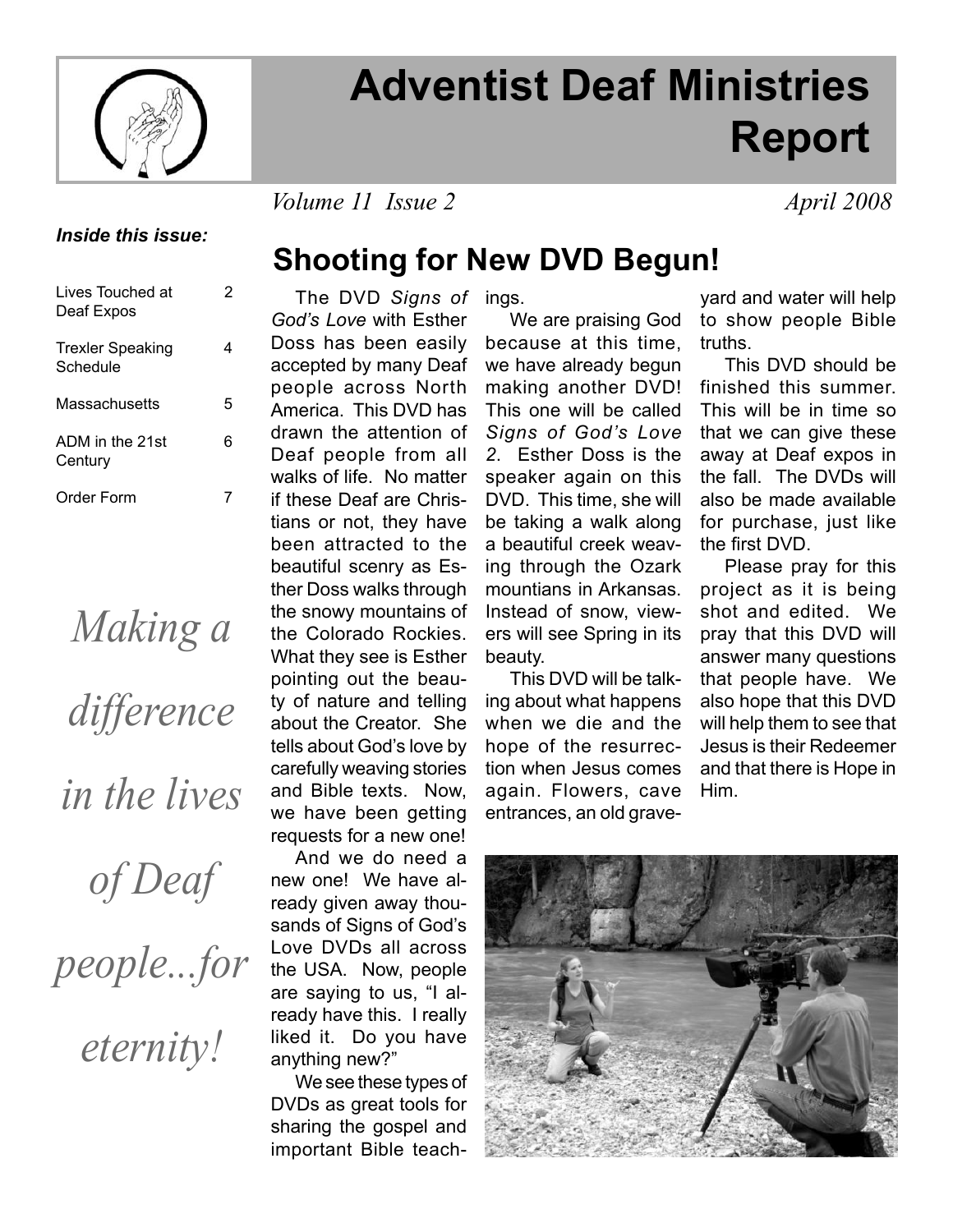# Adventist Deaf Ministries Report

*Volume 11 Issue 2* *April 2008*

***Inside this issue:***

| | |
|---|---|
| Lives Touched at Deaf Expos | 2 |
| Trexler Speaking Schedule | 4 |
| Massachusetts | 5 |
| ADM in the 21st Century | 6 |
| Order Form | 7 |

*Making a difference in the lives of Deaf people...for eternity!*

## Shooting for New DVD Begun!

The DVD *Signs of God's Love* with Esther Doss has been easily accepted by many Deaf people across North America. This DVD has drawn the attention of Deaf people from all walks of life. No matter if these Deaf are Christians or not, they have been attracted to the beautiful scenry as Esther Doss walks through the snowy mountains of the Colorado Rockies. What they see is Esther pointing out the beauty of nature and telling about the Creator. She tells about God's love by carefully weaving stories and Bible texts. Now, we have been getting requests for a new one!

And we do need a new one! We have already given away thousands of Signs of God's Love DVDs all across the USA. Now, people are saying to us, "I already have this. I really liked it. Do you have anything new?"

We see these types of DVDs as great tools for sharing the gospel and important Bible teachings.

We are praising God because at this time, we have already begun making another DVD! This one will be called *Signs of God's Love 2*. Esther Doss is the speaker again on this DVD. This time, she will be taking a walk along a beautiful creek weaving through the Ozark mountians in Arkansas. Instead of snow, viewers will see Spring in its beauty.

This DVD will be talking about what happens when we die and the hope of the resurrection when Jesus comes again. Flowers, cave entrances, an old graveyard and water will help to show people Bible truths.

This DVD should be finished this summer. This will be in time so that we can give these away at Deaf expos in the fall. The DVDs will also be made available for purchase, just like the first DVD.

Please pray for this project as it is being shot and edited. We pray that this DVD will answer many questions that people have. We also hope that this DVD will help them to see that Jesus is their Redeemer and that there is Hope in Him.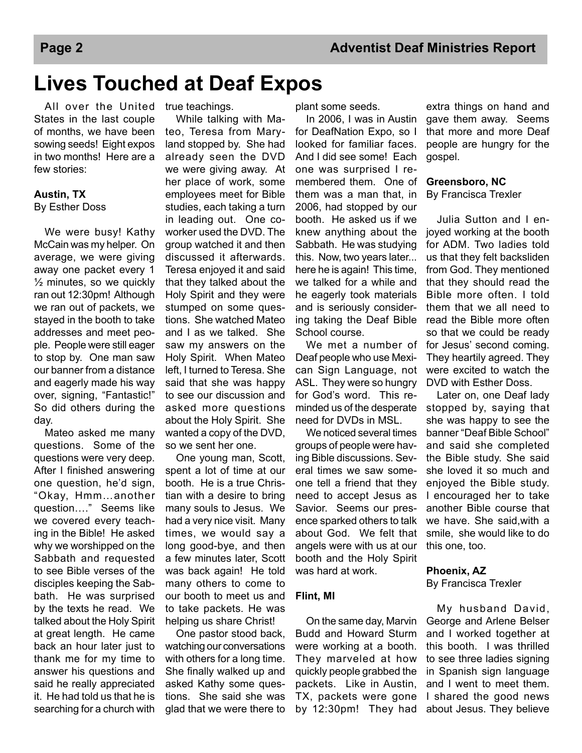# Lives Touched at Deaf Expos

All over the United States in the last couple of months, we have been sowing seeds! Eight expos in two months! Here are a few stories:

### Austin, TX

By Esther Doss

We were busy! Kathy McCain was my helper. On average, we were giving away one packet every 1 ½ minutes, so we quickly ran out 12:30pm! Although we ran out of packets, we stayed in the booth to take addresses and meet people. People were still eager to stop by. One man saw our banner from a distance and eagerly made his way over, signing, "Fantastic!" So did others during the day.

Mateo asked me many questions. Some of the questions were very deep. After I finished answering one question, he'd sign, "Okay, Hmm…another question…." Seems like we covered every teaching in the Bible! He asked why we worshipped on the Sabbath and requested to see Bible verses of the disciples keeping the Sabbath. He was surprised by the texts he read. We talked about the Holy Spirit at great length. He came back an hour later just to thank me for my time to answer his questions and said he really appreciated it. He had told us that he is searching for a church with true teachings.

While talking with Mateo, Teresa from Maryland stopped by. She had already seen the DVD we were giving away. At her place of work, some employees meet for Bible studies, each taking a turn in leading out. One coworker used the DVD. The group watched it and then discussed it afterwards. Teresa enjoyed it and said that they talked about the Holy Spirit and they were stumped on some questions. She watched Mateo and I as we talked. She saw my answers on the Holy Spirit. When Mateo left, I turned to Teresa. She said that she was happy to see our discussion and asked more questions about the Holy Spirit. She wanted a copy of the DVD, so we sent her one.

One young man, Scott, spent a lot of time at our booth. He is a true Christian with a desire to bring many souls to Jesus. We had a very nice visit. Many times, we would say a long good-bye, and then a few minutes later, Scott was back again! He told many others to come to our booth to meet us and to take packets. He was helping us share Christ!

One pastor stood back, watching our conversations with others for a long time. She finally walked up and asked Kathy some questions. She said she was glad that we were there to plant some seeds.

In 2006, I was in Austin for DeafNation Expo, so I looked for familiar faces. And I did see some! Each one was surprised I remembered them. One of them was a man that, in 2006, had stopped by our booth. He asked us if we knew anything about the Sabbath. He was studying this. Now, two years later... here he is again! This time, we talked for a while and he eagerly took materials and is seriously considering taking the Deaf Bible School course.

We met a number of Deaf people who use Mexican Sign Language, not ASL. They were so hungry for God's word. This reminded us of the desperate need for DVDs in MSL.

We noticed several times groups of people were having Bible discussions. Several times we saw someone tell a friend that they need to accept Jesus as Savior. Seems our presence sparked others to talk about God. We felt that angels were with us at our booth and the Holy Spirit was hard at work.

### Flint, MI

On the same day, Marvin Budd and Howard Sturm were working at a booth. They marveled at how quickly people grabbed the packets. Like in Austin, TX, packets were gone by 12:30pm! They had extra things on hand and gave them away. Seems that more and more Deaf people are hungry for the gospel.

### Greensboro, NC

By Francisca Trexler

Julia Sutton and I enjoyed working at the booth for ADM. Two ladies told us that they felt backsliden from God. They mentioned that they should read the Bible more often. I told them that we all need to read the Bible more often so that we could be ready for Jesus' second coming. They heartily agreed. They were excited to watch the DVD with Esther Doss.

Later on, one Deaf lady stopped by, saying that she was happy to see the banner "Deaf Bible School" and said she completed the Bible study. She said she loved it so much and enjoyed the Bible study. I encouraged her to take another Bible course that we have. She said,with a smile, she would like to do this one, too.

### Phoenix, AZ

By Francisca Trexler

My husband David, George and Arlene Belser and I worked together at this booth. I was thrilled to see three ladies signing in Spanish sign language and I went to meet them. I shared the good news about Jesus. They believe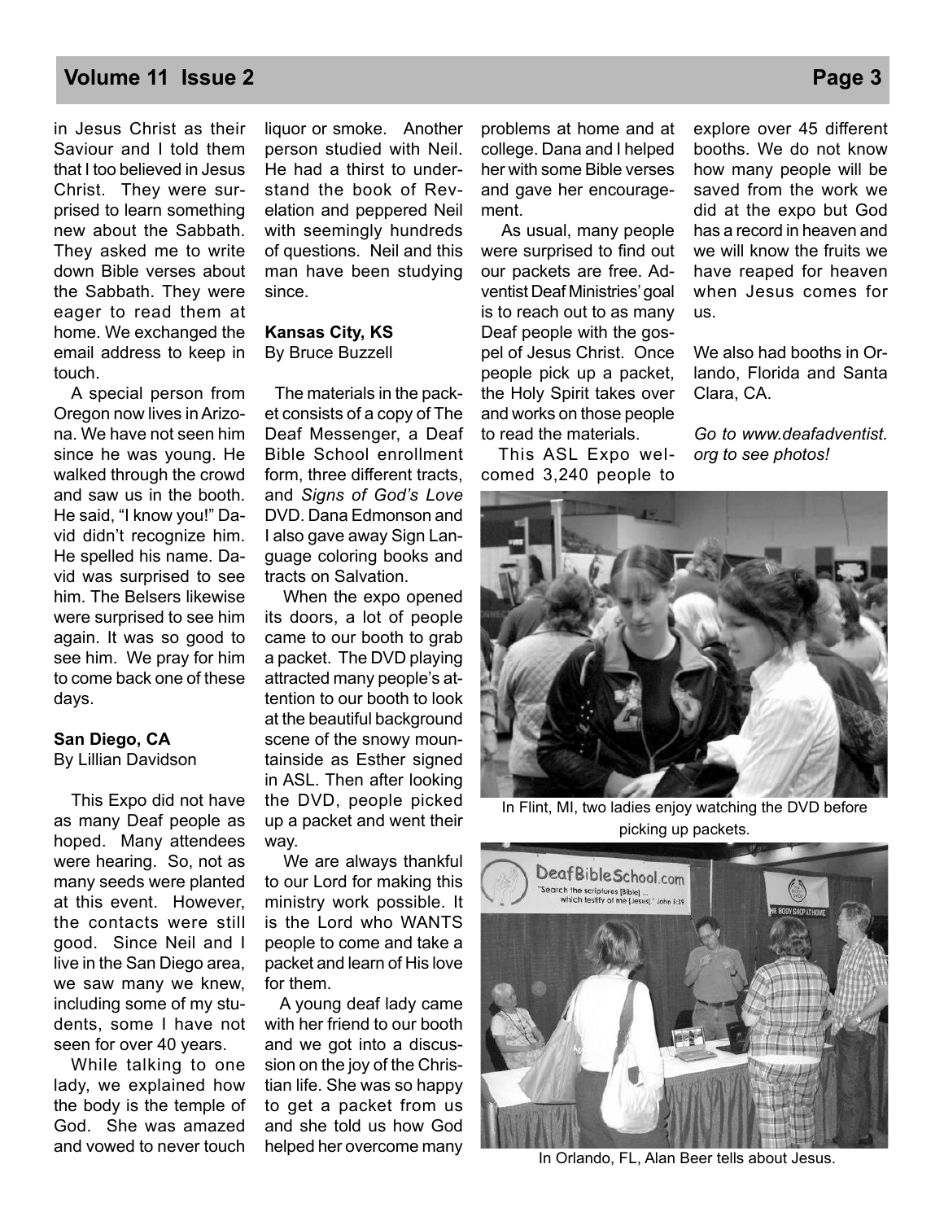in Jesus Christ as their Saviour and I told them that I too believed in Jesus Christ. They were surprised to learn something new about the Sabbath. They asked me to write down Bible verses about the Sabbath. They were eager to read them at home. We exchanged the email address to keep in touch.

A special person from Oregon now lives in Arizona. We have not seen him since he was young. He walked through the crowd and saw us in the booth. He said, "I know you!" David didn't recognize him. He spelled his name. David was surprised to see him. The Belsers likewise were surprised to see him again. It was so good to see him. We pray for him to come back one of these days.

**San Diego, CA**
By Lillian Davidson

This Expo did not have as many Deaf people as hoped. Many attendees were hearing. So, not as many seeds were planted at this event. However, the contacts were still good. Since Neil and I live in the San Diego area, we saw many we knew, including some of my students, some I have not seen for over 40 years.

While talking to one lady, we explained how the body is the temple of God. She was amazed and vowed to never touch liquor or smoke. Another person studied with Neil. He had a thirst to understand the book of Revelation and peppered Neil with seemingly hundreds of questions. Neil and this man have been studying since.

**Kansas City, KS**
By Bruce Buzzell

The materials in the packet consists of a copy of The Deaf Messenger, a Deaf Bible School enrollment form, three different tracts, and *Signs of God's Love* DVD. Dana Edmonson and I also gave away Sign Language coloring books and tracts on Salvation.

When the expo opened its doors, a lot of people came to our booth to grab a packet. The DVD playing attracted many people's attention to our booth to look at the beautiful background scene of the snowy mountainside as Esther signed in ASL. Then after looking the DVD, people picked up a packet and went their way.

We are always thankful to our Lord for making this ministry work possible. It is the Lord who WANTS people to come and take a packet and learn of His love for them.

A young deaf lady came with her friend to our booth and we got into a discussion on the joy of the Christian life. She was so happy to get a packet from us and she told us how God helped her overcome many problems at home and at college. Dana and I helped her with some Bible verses and gave her encouragement.

As usual, many people were surprised to find out our packets are free. Adventist Deaf Ministries' goal is to reach out to as many Deaf people with the gospel of Jesus Christ. Once people pick up a packet, the Holy Spirit takes over and works on those people to read the materials.

This ASL Expo welcomed 3,240 people to explore over 45 different booths. We do not know how many people will be saved from the work we did at the expo but God has a record in heaven and we will know the fruits we have reaped for heaven when Jesus comes for us.

We also had booths in Orlando, Florida and Santa Clara, CA.

*Go to www.deafadventist.org to see photos!*

In Flint, MI, two ladies enjoy watching the DVD before picking up packets.

In Orlando, FL, Alan Beer tells about Jesus.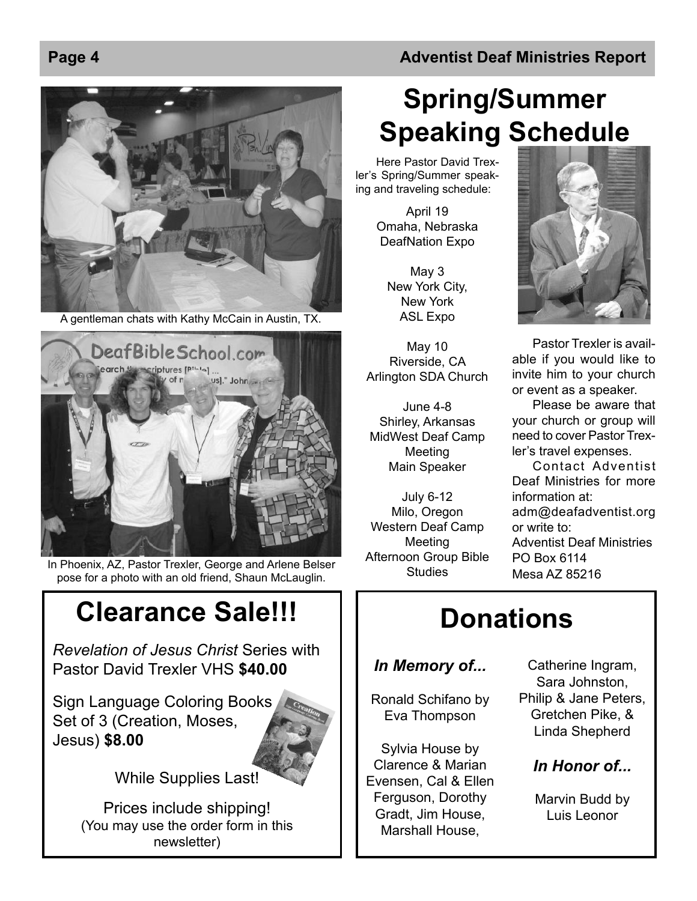A gentleman chats with Kathy McCain in Austin, TX.

In Phoenix, AZ, Pastor Trexler, George and Arlene Belser pose for a photo with an old friend, Shaun McLauglin.

# Spring/Summer Speaking Schedule

Here Pastor David Trexler's Spring/Summer speaking and traveling schedule:

April 19
Omaha, Nebraska
DeafNation Expo

May 3
New York City, New York
ASL Expo

May 10
Riverside, CA
Arlington SDA Church

June 4-8
Shirley, Arkansas
MidWest Deaf Camp Meeting
Main Speaker

July 6-12
Milo, Oregon
Western Deaf Camp Meeting
Afternoon Group Bible Studies

Pastor Trexler is available if you would like to invite him to your church or event as a speaker.

Please be aware that your church or group will need to cover Pastor Trexler's travel expenses.

Contact Adventist Deaf Ministries for more information at:
adm@deafadventist.org
or write to:
Adventist Deaf Ministries
PO Box 6114
Mesa AZ 85216

# Clearance Sale!!!

*Revelation of Jesus Christ* Series with Pastor David Trexler VHS **$40.00**

Sign Language Coloring Books Set of 3 (Creation, Moses, Jesus) **$8.00**

While Supplies Last!

Prices include shipping!
(You may use the order form in this newsletter)

# Donations

### *In Memory of...*

Ronald Schifano by Eva Thompson

Sylvia House by Clarence & Marian Evensen, Cal & Ellen Ferguson, Dorothy Gradt, Jim House, Marshall House, Catherine Ingram, Sara Johnston, Philip & Jane Peters, Gretchen Pike, & Linda Shepherd

### *In Honor of...*

Marvin Budd by Luis Leonor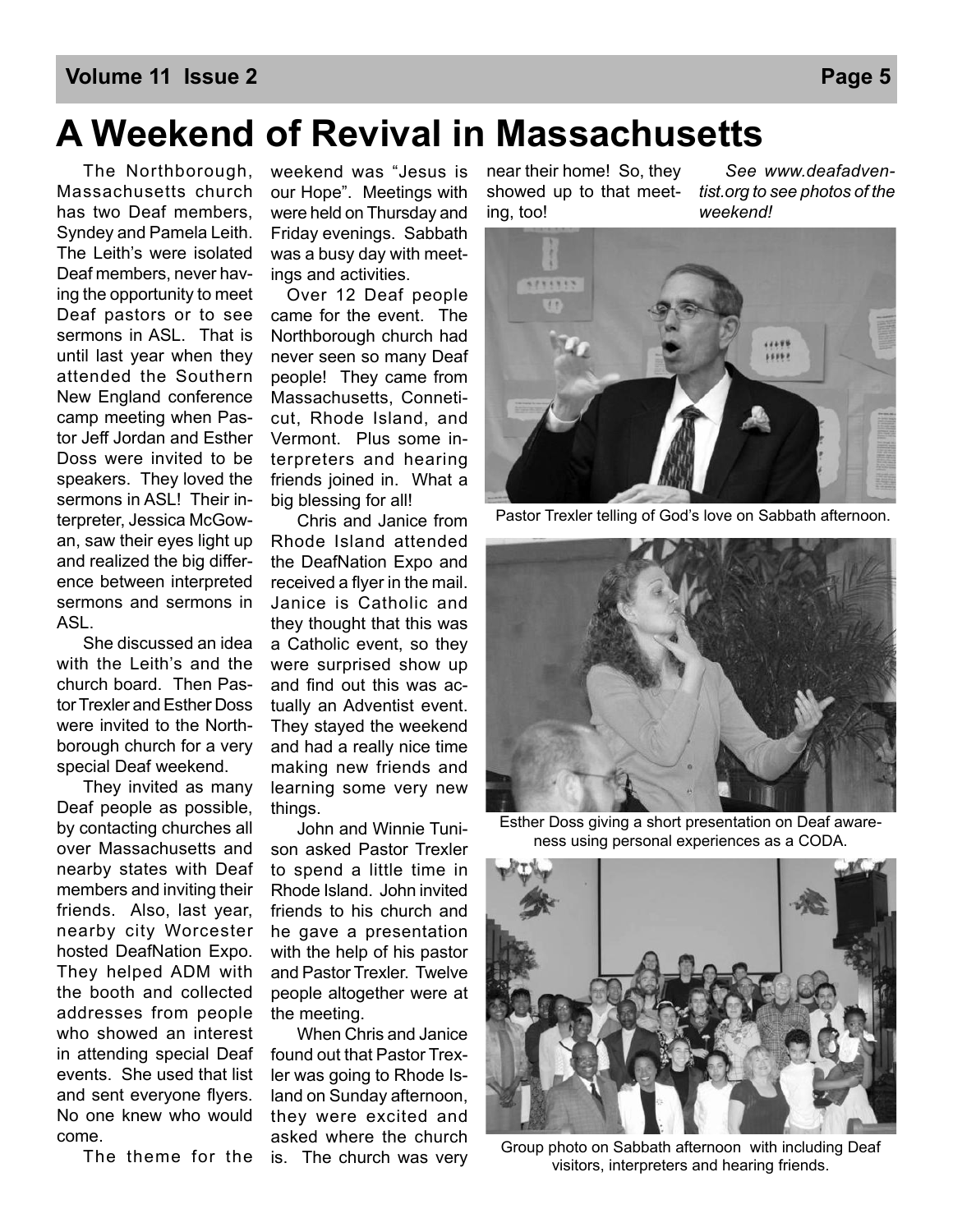# A Weekend of Revival in Massachusetts

The Northborough, Massachusetts church has two Deaf members, Syndey and Pamela Leith. The Leith's were isolated Deaf members, never having the opportunity to meet Deaf pastors or to see sermons in ASL. That is until last year when they attended the Southern New England conference camp meeting when Pastor Jeff Jordan and Esther Doss were invited to be speakers. They loved the sermons in ASL! Their interpreter, Jessica McGowan, saw their eyes light up and realized the big difference between interpreted sermons and sermons in ASL.

She discussed an idea with the Leith's and the church board. Then Pastor Trexler and Esther Doss were invited to the Northborough church for a very special Deaf weekend.

They invited as many Deaf people as possible, by contacting churches all over Massachusetts and nearby states with Deaf members and inviting their friends. Also, last year, nearby city Worcester hosted DeafNation Expo. They helped ADM with the booth and collected addresses from people who showed an interest in attending special Deaf events. She used that list and sent everyone flyers. No one knew who would come.

The theme for the weekend was "Jesus is our Hope". Meetings with were held on Thursday and Friday evenings. Sabbath was a busy day with meetings and activities.

Over 12 Deaf people came for the event. The Northborough church had never seen so many Deaf people! They came from Massachusetts, Conneticut, Rhode Island, and Vermont. Plus some interpreters and hearing friends joined in. What a big blessing for all!

Chris and Janice from Rhode Island attended the DeafNation Expo and received a flyer in the mail. Janice is Catholic and they thought that this was a Catholic event, so they were surprised show up and find out this was actually an Adventist event. They stayed the weekend and had a really nice time making new friends and learning some very new things.

John and Winnie Tunison asked Pastor Trexler to spend a little time in Rhode Island. John invited friends to his church and he gave a presentation with the help of his pastor and Pastor Trexler. Twelve people altogether were at the meeting.

When Chris and Janice found out that Pastor Trexler was going to Rhode Island on Sunday afternoon, they were excited and asked where the church is. The church was very near their home! So, they showed up to that meeting, too!

*See www.deafadventist.org to see photos of the weekend!*

Pastor Trexler telling of God's love on Sabbath afternoon.

Esther Doss giving a short presentation on Deaf awareness using personal experiences as a CODA.

Group photo on Sabbath afternoon with including Deaf visitors, interpreters and hearing friends.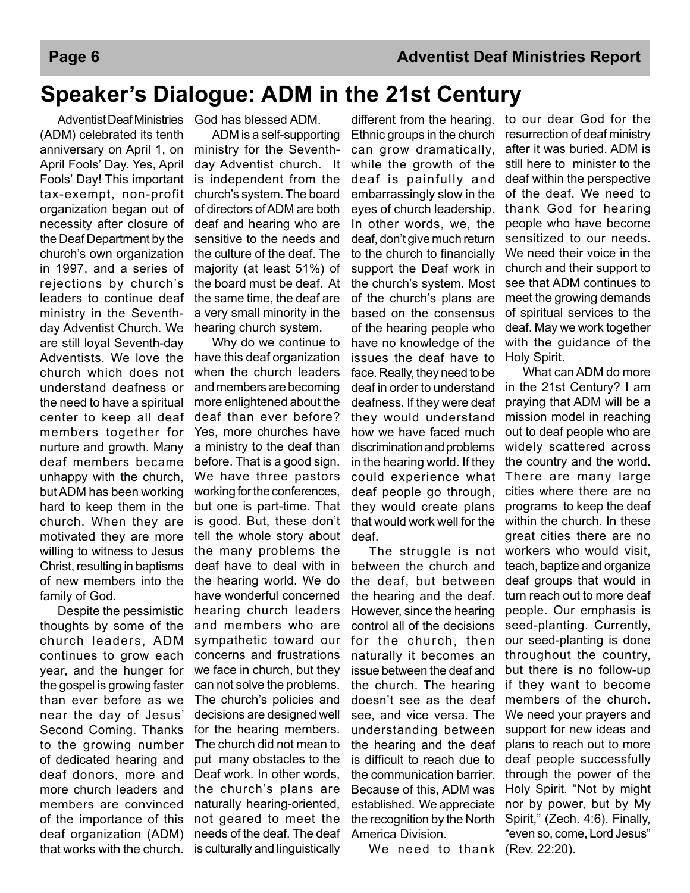# Speaker's Dialogue: ADM in the 21st Century

Adventist Deaf Ministries (ADM) celebrated its tenth anniversary on April 1, on April Fools' Day. Yes, April Fools' Day! This important tax-exempt, non-profit organization began out of necessity after closure of the Deaf Department by the church's own organization in 1997, and a series of rejections by church's leaders to continue deaf ministry in the Seventh-day Adventist Church. We are still loyal Seventh-day Adventists. We love the church which does not understand deafness or the need to have a spiritual center to keep all deaf members together for nurture and growth. Many deaf members became unhappy with the church, but ADM has been working hard to keep them in the church. When they are motivated they are more willing to witness to Jesus Christ, resulting in baptisms of new members into the family of God.

Despite the pessimistic thoughts by some of the church leaders, ADM continues to grow each year, and the hunger for the gospel is growing faster than ever before as we near the day of Jesus' Second Coming. Thanks to the growing number of dedicated hearing and deaf donors, more and more church leaders and members are convinced of the importance of this deaf organization (ADM) that works with the church. God has blessed ADM.

ADM is a self-supporting ministry for the Seventh-day Adventist church. It is independent from the church's system. The board of directors of ADM are both deaf and hearing who are sensitive to the needs and the culture of the deaf. The majority (at least 51%) of the board must be deaf. At the same time, the deaf are a very small minority in the hearing church system.

Why do we continue to have this deaf organization when the church leaders and members are becoming more enlightened about the deaf than ever before? Yes, more churches have a ministry to the deaf than before. That is a good sign. We have three pastors working for the conferences, but one is part-time. That is good. But, these don't tell the whole story about the many problems the deaf have to deal with in the hearing world. We do have wonderful concerned hearing church leaders and members who are sympathetic toward our concerns and frustrations we face in church, but they can not solve the problems. The church's policies and decisions are designed well for the hearing members. The church did not mean to put many obstacles to the Deaf work. In other words, the church's plans are naturally hearing-oriented, not geared to meet the needs of the deaf. The deaf is culturally and linguistically different from the hearing. Ethnic groups in the church can grow dramatically, while the growth of the deaf is painfully and embarrassingly slow in the eyes of church leadership. In other words, we, the deaf, don't give much return to the church to financially support the Deaf work in the church's system. Most of the church's plans are based on the consensus of the hearing people who have no knowledge of the issues the deaf have to face. Really, they need to be deaf in order to understand deafness. If they were deaf they would understand how we have faced much discrimination and problems in the hearing world. If they could experience what deaf people go through, they would create plans that would work well for the deaf.

The struggle is not between the church and the deaf, but between the hearing and the deaf. However, since the hearing control all of the decisions for the church, then naturally it becomes an issue between the deaf and the church. The hearing doesn't see as the deaf see, and vice versa. The understanding between the hearing and the deaf is difficult to reach due to the communication barrier. Because of this, ADM was established. We appreciate the recognition by the North America Division.

We need to thank to our dear God for the resurrection of deaf ministry after it was buried. ADM is still here to minister to the deaf within the perspective of the deaf. We need to thank God for hearing people who have become sensitized to our needs. We need their voice in the church and their support to see that ADM continues to meet the growing demands of spiritual services to the deaf. May we work together with the guidance of the Holy Spirit.

What can ADM do more in the 21st Century? I am praying that ADM will be a mission model in reaching out to deaf people who are widely scattered across the country and the world. There are many large cities where there are no programs to keep the deaf within the church. In these great cities there are no workers who would visit, teach, baptize and organize deaf groups that would in turn reach out to more deaf people. Our emphasis is seed-planting. Currently, our seed-planting is done throughout the country, but there is no follow-up if they want to become members of the church. We need your prayers and support for new ideas and plans to reach out to more deaf people successfully through the power of the Holy Spirit. "Not by might nor by power, but by My Spirit," (Zech. 4:6). Finally, "even so, come, Lord Jesus" (Rev. 22:20).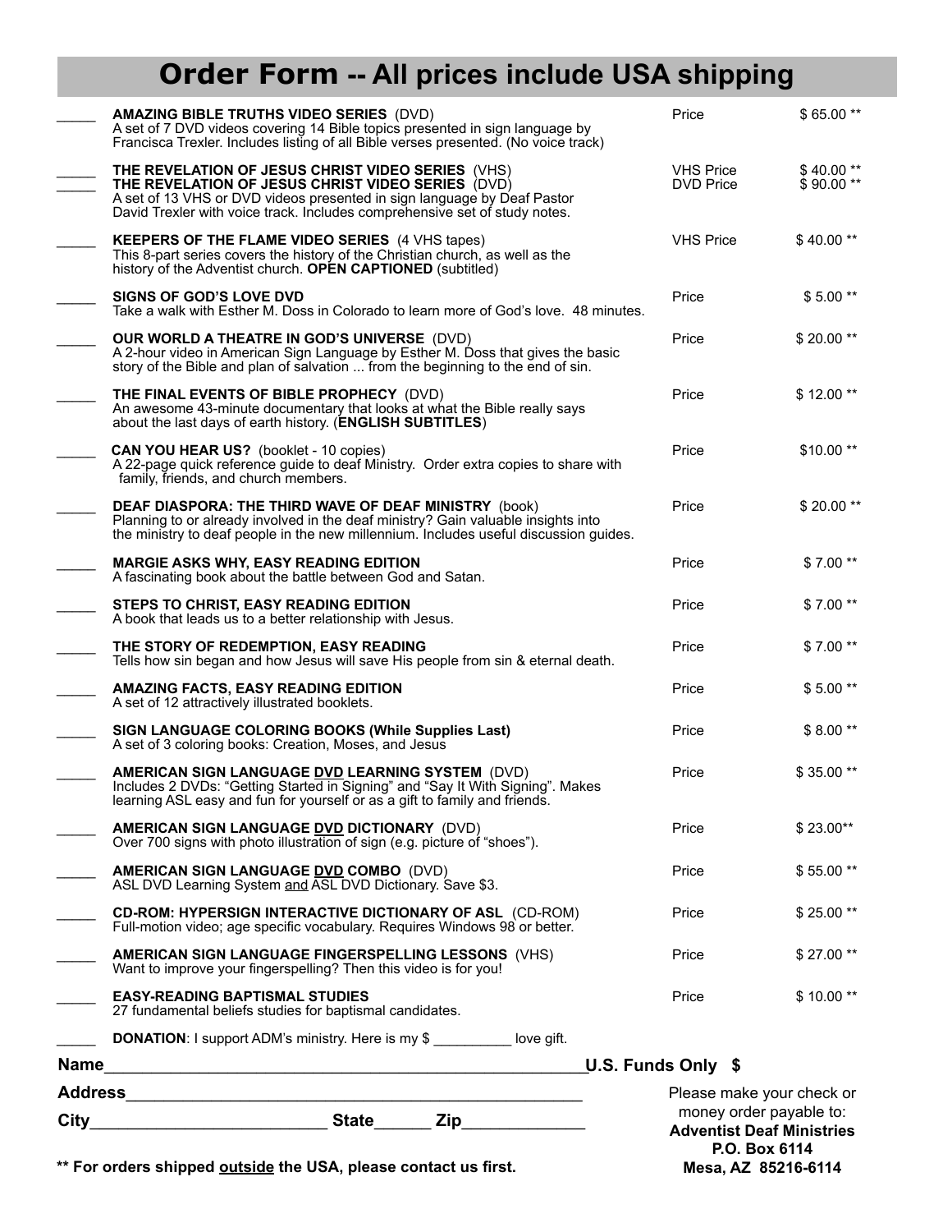# Order Form -- All prices include USA shipping

| Qty | Item | | Price |
|---|---|---|---|
| _____ | **AMAZING BIBLE TRUTHS VIDEO SERIES** (DVD)<br>A set of 7 DVD videos covering 14 Bible topics presented in sign language by Francisca Trexler. Includes listing of all Bible verses presented. (No voice track) | Price | $ 65.00 ** |
| _____<br>_____ | **THE REVELATION OF JESUS CHRIST VIDEO SERIES** (VHS)<br>**THE REVELATION OF JESUS CHRIST VIDEO SERIES** (DVD)<br>A set of 13 VHS or DVD videos presented in sign language by Deaf Pastor David Trexler with voice track. Includes comprehensive set of study notes. | VHS Price<br>DVD Price | $ 40.00 **<br>$ 90.00 ** |
| _____ | **KEEPERS OF THE FLAME VIDEO SERIES** (4 VHS tapes)<br>This 8-part series covers the history of the Christian church, as well as the history of the Adventist church. **OPEN CAPTIONED** (subtitled) | VHS Price | $ 40.00 ** |
| _____ | **SIGNS OF GOD'S LOVE DVD**<br>Take a walk with Esther M. Doss in Colorado to learn more of God's love. 48 minutes. | Price | $ 5.00 ** |
| _____ | **OUR WORLD A THEATRE IN GOD'S UNIVERSE** (DVD)<br>A 2-hour video in American Sign Language by Esther M. Doss that gives the basic story of the Bible and plan of salvation ... from the beginning to the end of sin. | Price | $ 20.00 ** |
| _____ | **THE FINAL EVENTS OF BIBLE PROPHECY** (DVD)<br>An awesome 43-minute documentary that looks at what the Bible really says about the last days of earth history. (**ENGLISH SUBTITLES**) | Price | $ 12.00 ** |
| _____ | **CAN YOU HEAR US?** (booklet - 10 copies)<br>A 22-page quick reference guide to deaf Ministry. Order extra copies to share with family, friends, and church members. | Price | $10.00 ** |
| _____ | **DEAF DIASPORA: THE THIRD WAVE OF DEAF MINISTRY** (book)<br>Planning to or already involved in the deaf ministry? Gain valuable insights into the ministry to deaf people in the new millennium. Includes useful discussion guides. | Price | $ 20.00 ** |
| _____ | **MARGIE ASKS WHY, EASY READING EDITION**<br>A fascinating book about the battle between God and Satan. | Price | $ 7.00 ** |
| _____ | **STEPS TO CHRIST, EASY READING EDITION**<br>A book that leads us to a better relationship with Jesus. | Price | $ 7.00 ** |
| _____ | **THE STORY OF REDEMPTION, EASY READING**<br>Tells how sin began and how Jesus will save His people from sin & eternal death. | Price | $ 7.00 ** |
| _____ | **AMAZING FACTS, EASY READING EDITION**<br>A set of 12 attractively illustrated booklets. | Price | $ 5.00 ** |
| _____ | **SIGN LANGUAGE COLORING BOOKS (While Supplies Last)**<br>A set of 3 coloring books: Creation, Moses, and Jesus | Price | $ 8.00 ** |
| _____ | **AMERICAN SIGN LANGUAGE DVD LEARNING SYSTEM** (DVD)<br>Includes 2 DVDs: "Getting Started in Signing" and "Say It With Signing". Makes learning ASL easy and fun for yourself or as a gift to family and friends. | Price | $ 35.00 ** |
| _____ | **AMERICAN SIGN LANGUAGE DVD DICTIONARY** (DVD)<br>Over 700 signs with photo illustration of sign (e.g. picture of "shoes"). | Price | $ 23.00** |
| _____ | **AMERICAN SIGN LANGUAGE DVD COMBO** (DVD)<br>ASL DVD Learning System and ASL DVD Dictionary. Save $3. | Price | $ 55.00 ** |
| _____ | **CD-ROM: HYPERSIGN INTERACTIVE DICTIONARY OF ASL** (CD-ROM)<br>Full-motion video; age specific vocabulary. Requires Windows 98 or better. | Price | $ 25.00 ** |
| _____ | **AMERICAN SIGN LANGUAGE FINGERSPELLING LESSONS** (VHS)<br>Want to improve your fingerspelling? Then this video is for you! | Price | $ 27.00 ** |
| _____ | **EASY-READING BAPTISMAL STUDIES**<br>27 fundamental beliefs studies for baptismal candidates. | Price | $ 10.00 ** |
| _____ | **DONATION**: I support ADM's ministry. Here is my $ __________ love gift. | | |

**Name**_____________________________________________________ **U.S. Funds Only $**

**Address**_________________________________________________

**City**_________________________ **State**______ **Zip**_____________

Please make your check or money order payable to:
**Adventist Deaf Ministries**
**P.O. Box 6114**
**Mesa, AZ 85216-6114**

**** For orders shipped outside the USA, please contact us first.**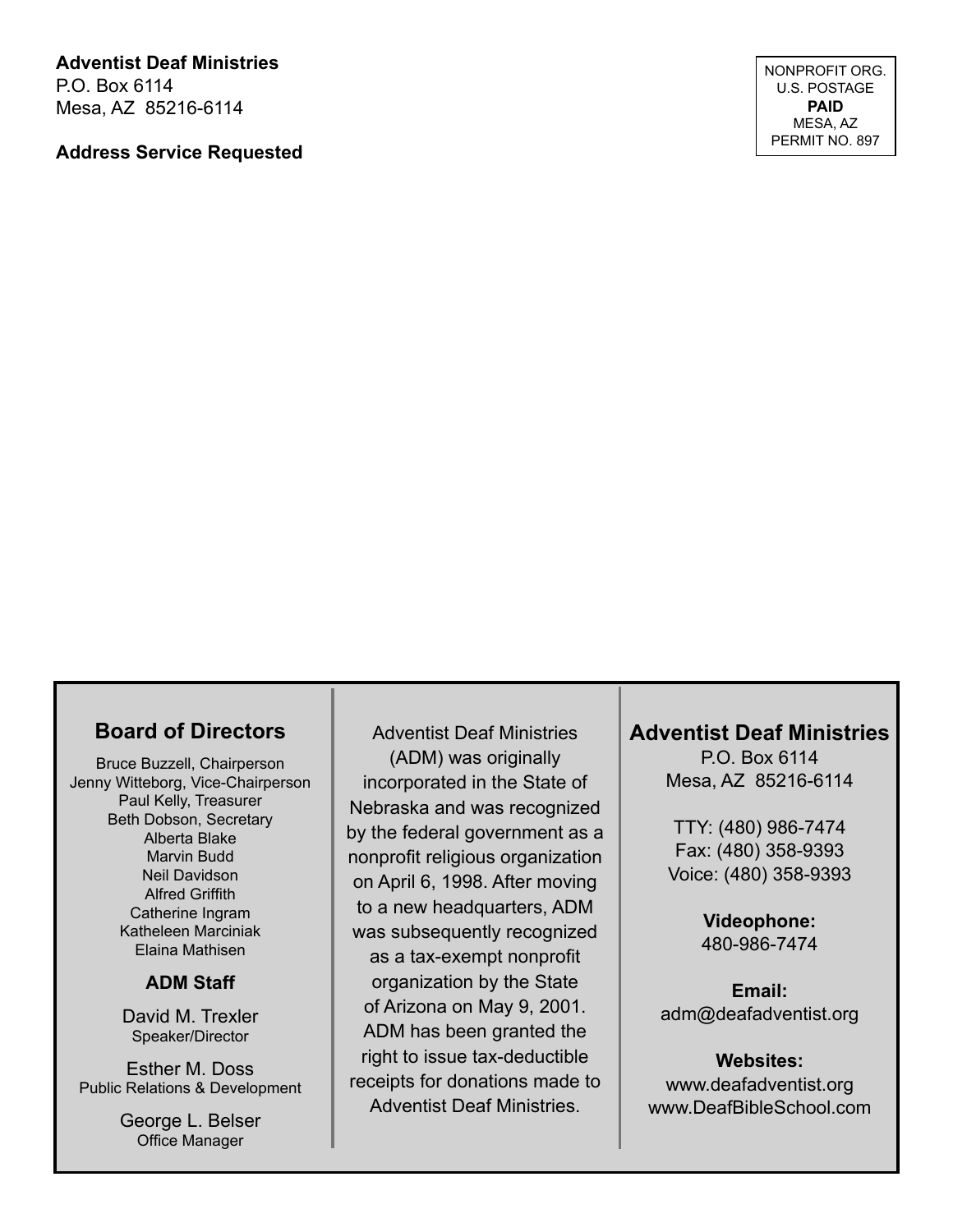**Adventist Deaf Ministries**
P.O. Box 6114
Mesa, AZ 85216-6114

**Address Service Requested**

NONPROFIT ORG.
U.S. POSTAGE
**PAID**
MESA, AZ
PERMIT NO. 897

## Board of Directors

Bruce Buzzell, Chairperson
Jenny Witteborg, Vice-Chairperson
Paul Kelly, Treasurer
Beth Dobson, Secretary
Alberta Blake
Marvin Budd
Neil Davidson
Alfred Griffith
Catherine Ingram
Katheleen Marciniak
Elaina Mathisen

### ADM Staff

David M. Trexler
Speaker/Director

Esther M. Doss
Public Relations & Development

George L. Belser
Office Manager

Adventist Deaf Ministries (ADM) was originally incorporated in the State of Nebraska and was recognized by the federal government as a nonprofit religious organization on April 6, 1998. After moving to a new headquarters, ADM was subsequently recognized as a tax-exempt nonprofit organization by the State of Arizona on May 9, 2001. ADM has been granted the right to issue tax-deductible receipts for donations made to Adventist Deaf Ministries.

## Adventist Deaf Ministries

P.O. Box 6114
Mesa, AZ 85216-6114

TTY: (480) 986-7474
Fax: (480) 358-9393
Voice: (480) 358-9393

**Videophone:**
480-986-7474

**Email:**
adm@deafadventist.org

**Websites:**
www.deafadventist.org
www.DeafBibleSchool.com